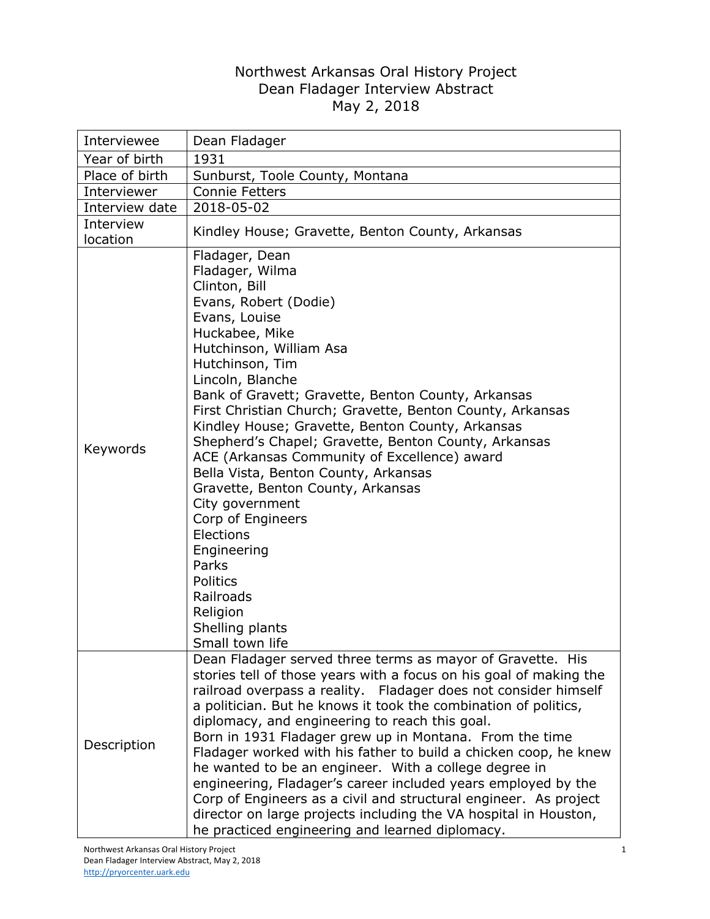# Northwest Arkansas Oral History Project
# Dean Fladager Interview Abstract
# May 2, 2018

| Interviewee | Dean Fladager |
|---|---|
| Year of birth | 1931 |
| Place of birth | Sunburst, Toole County, Montana |
| Interviewer | Connie Fetters |
| Interview date | 2018-05-02 |
| Interview location | Kindley House; Gravette, Benton County, Arkansas |
| Keywords | Fladager, Dean<br>Fladager, Wilma<br>Clinton, Bill<br>Evans, Robert (Dodie)<br>Evans, Louise<br>Huckabee, Mike<br>Hutchinson, William Asa<br>Hutchinson, Tim<br>Lincoln, Blanche<br>Bank of Gravett; Gravette, Benton County, Arkansas<br>First Christian Church; Gravette, Benton County, Arkansas<br>Kindley House; Gravette, Benton County, Arkansas<br>Shepherd's Chapel; Gravette, Benton County, Arkansas<br>ACE (Arkansas Community of Excellence) award<br>Bella Vista, Benton County, Arkansas<br>Gravette, Benton County, Arkansas<br>City government<br>Corp of Engineers<br>Elections<br>Engineering<br>Parks<br>Politics<br>Railroads<br>Religion<br>Shelling plants<br>Small town life |
| Description | Dean Fladager served three terms as mayor of Gravette. His stories tell of those years with a focus on his goal of making the railroad overpass a reality. Fladager does not consider himself a politician. But he knows it took the combination of politics, diplomacy, and engineering to reach this goal.<br>Born in 1931 Fladager grew up in Montana. From the time Fladager worked with his father to build a chicken coop, he knew he wanted to be an engineer. With a college degree in engineering, Fladager's career included years employed by the Corp of Engineers as a civil and structural engineer. As project director on large projects including the VA hospital in Houston, he practiced engineering and learned diplomacy. |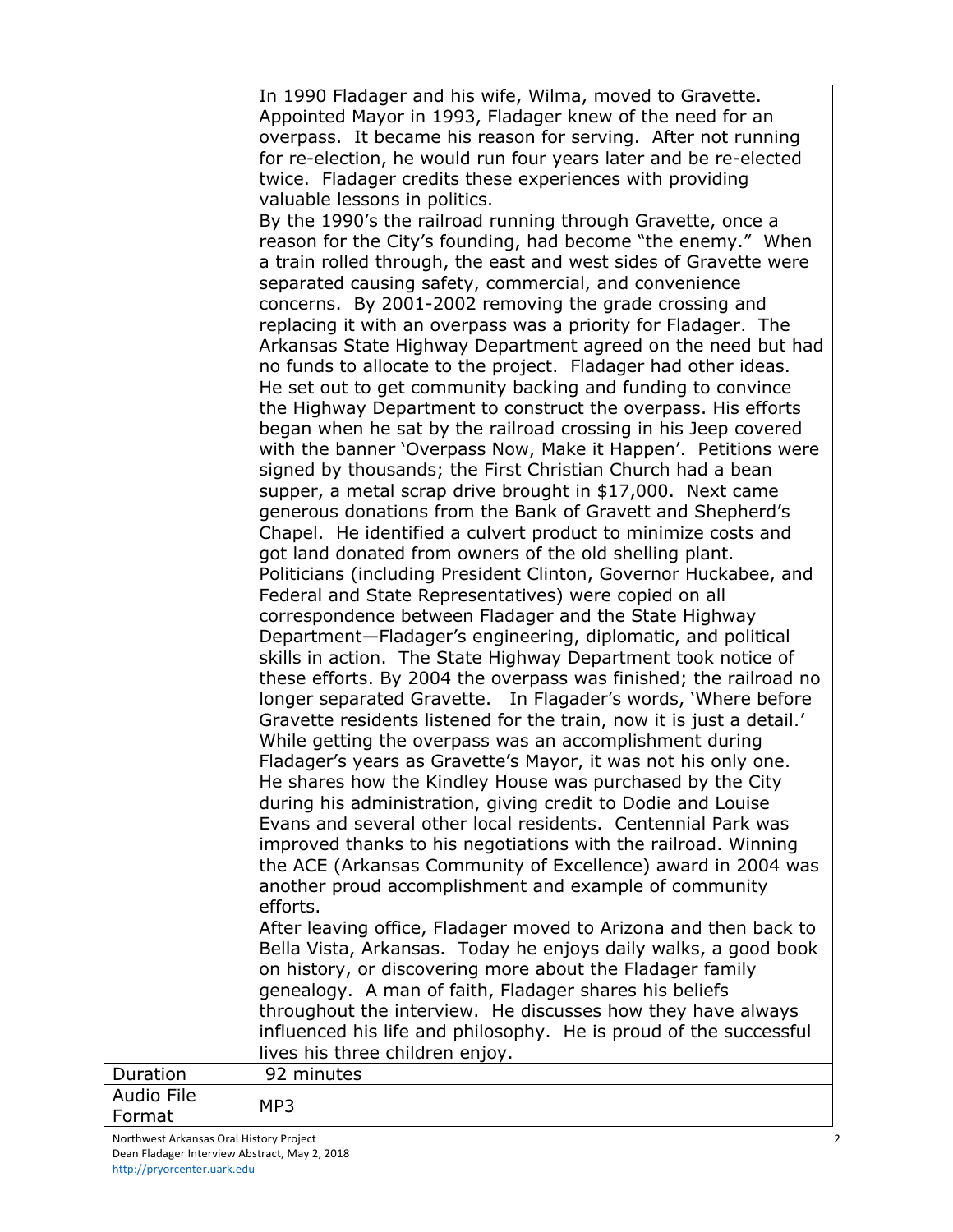| | |
|---|---|
| | In 1990 Fladager and his wife, Wilma, moved to Gravette. Appointed Mayor in 1993, Fladager knew of the need for an overpass. It became his reason for serving. After not running for re-election, he would run four years later and be re-elected twice. Fladager credits these experiences with providing valuable lessons in politics.<br>By the 1990's the railroad running through Gravette, once a reason for the City's founding, had become "the enemy." When a train rolled through, the east and west sides of Gravette were separated causing safety, commercial, and convenience concerns. By 2001-2002 removing the grade crossing and replacing it with an overpass was a priority for Fladager. The Arkansas State Highway Department agreed on the need but had no funds to allocate to the project. Fladager had other ideas. He set out to get community backing and funding to convince the Highway Department to construct the overpass. His efforts began when he sat by the railroad crossing in his Jeep covered with the banner 'Overpass Now, Make it Happen'. Petitions were signed by thousands; the First Christian Church had a bean supper, a metal scrap drive brought in $17,000. Next came generous donations from the Bank of Gravett and Shepherd's Chapel. He identified a culvert product to minimize costs and got land donated from owners of the old shelling plant. Politicians (including President Clinton, Governor Huckabee, and Federal and State Representatives) were copied on all correspondence between Fladager and the State Highway Department—Fladager's engineering, diplomatic, and political skills in action. The State Highway Department took notice of these efforts. By 2004 the overpass was finished; the railroad no longer separated Gravette. In Flagader's words, 'Where before Gravette residents listened for the train, now it is just a detail.'<br>While getting the overpass was an accomplishment during Fladager's years as Gravette's Mayor, it was not his only one. He shares how the Kindley House was purchased by the City during his administration, giving credit to Dodie and Louise Evans and several other local residents. Centennial Park was improved thanks to his negotiations with the railroad. Winning the ACE (Arkansas Community of Excellence) award in 2004 was another proud accomplishment and example of community efforts.<br>After leaving office, Fladager moved to Arizona and then back to Bella Vista, Arkansas. Today he enjoys daily walks, a good book on history, or discovering more about the Fladager family genealogy. A man of faith, Fladager shares his beliefs throughout the interview. He discusses how they have always influenced his life and philosophy. He is proud of the successful lives his three children enjoy. |
| Duration | 92 minutes |
| Audio File Format | MP3 |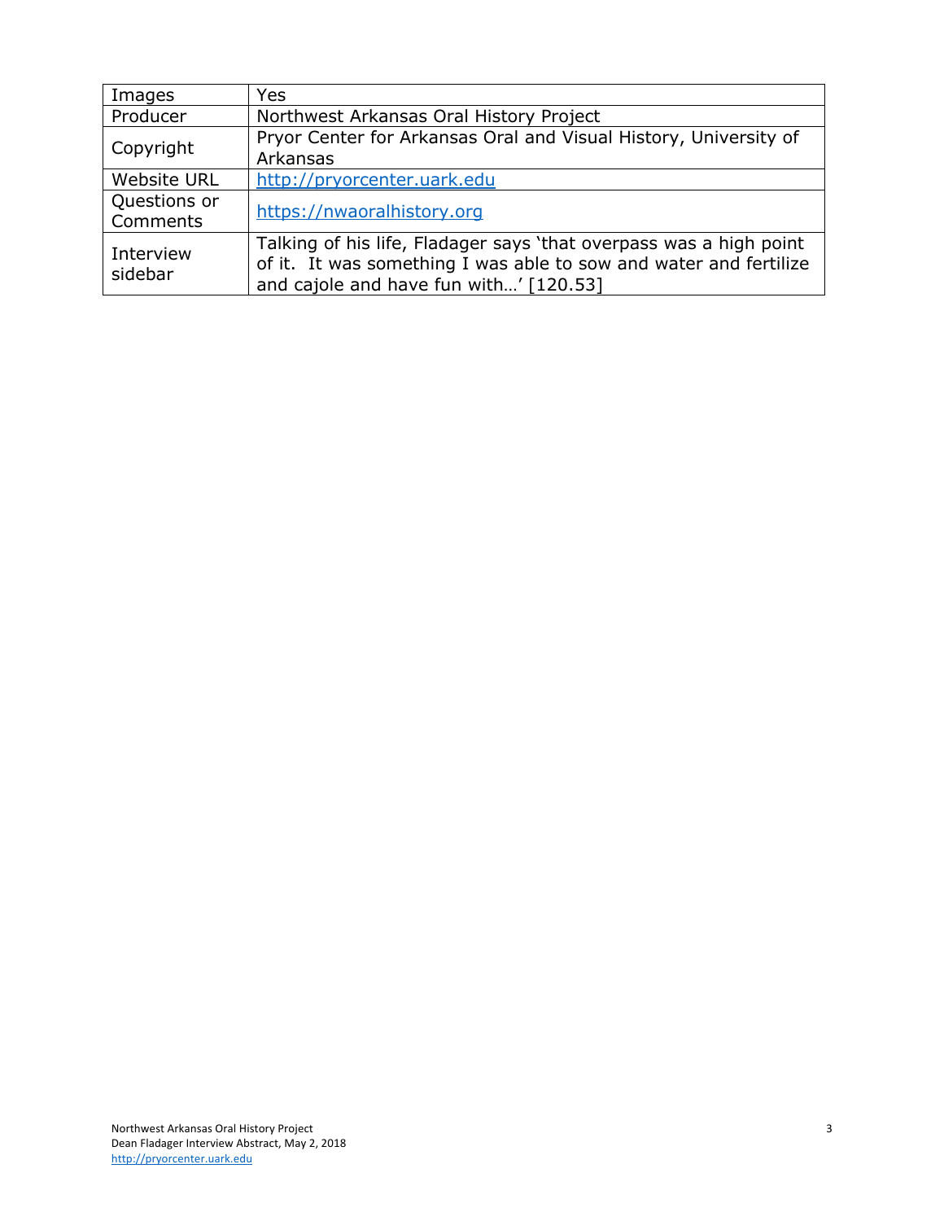| | |
|---|---|
| Images | Yes |
| Producer | Northwest Arkansas Oral History Project |
| Copyright | Pryor Center for Arkansas Oral and Visual History, University of Arkansas |
| Website URL | http://pryorcenter.uark.edu |
| Questions or Comments | https://nwaoralhistory.org |
| Interview sidebar | Talking of his life, Fladager says 'that overpass was a high point of it. It was something I was able to sow and water and fertilize and cajole and have fun with…' [120.53] |